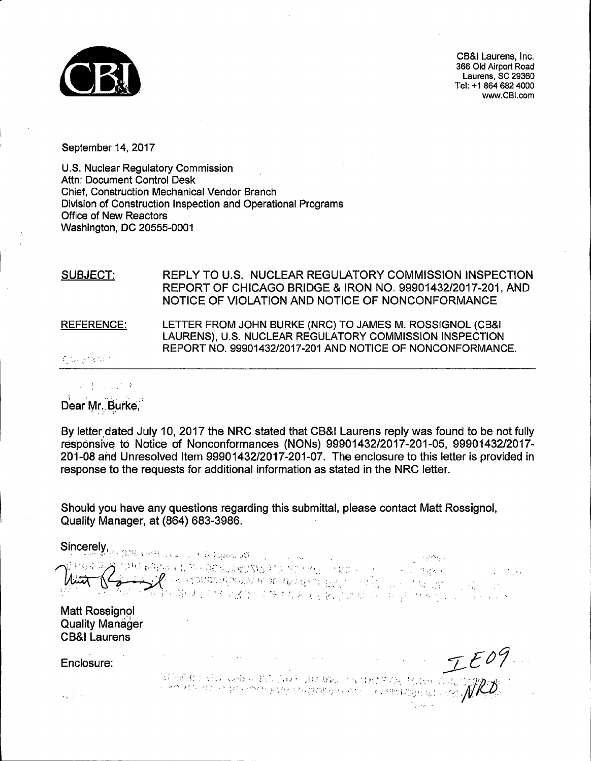CB&I Laurens, Inc.
366 Old Airport Road
Laurens, SC 29360
Tel: +1 864 682 4000
www.CBI.com

September 14, 2017

U.S. Nuclear Regulatory Commission
Attn: Document Control Desk
Chief, Construction Mechanical Vendor Branch
Division of Construction Inspection and Operational Programs
Office of New Reactors
Washington, DC 20555-0001

SUBJECT: REPLY TO U.S. NUCLEAR REGULATORY COMMISSION INSPECTION REPORT OF CHICAGO BRIDGE & IRON NO. 99901432/2017-201, AND NOTICE OF VIOLATION AND NOTICE OF NONCONFORMANCE

REFERENCE: LETTER FROM JOHN BURKE (NRC) TO JAMES M. ROSSIGNOL (CB&I LAURENS), U.S. NUCLEAR REGULATORY COMMISSION INSPECTION REPORT NO. 99901432/2017-201 AND NOTICE OF NONCONFORMANCE.

---

Dear Mr. Burke,

By letter dated July 10, 2017 the NRC stated that CB&I Laurens reply was found to be not fully responsive to Notice of Nonconformances (NONs) 99901432/2017-201-05, 99901432/2017-201-08 and Unresolved Item 99901432/2017-201-07. The enclosure to this letter is provided in response to the requests for additional information as stated in the NRC letter.

Should you have any questions regarding this submittal, please contact Matt Rossignol, Quality Manager, at (864) 683-3986.

Sincerely,

Matt Rossignol
Quality Manager
CB&I Laurens

Enclosure:

IE09
NRO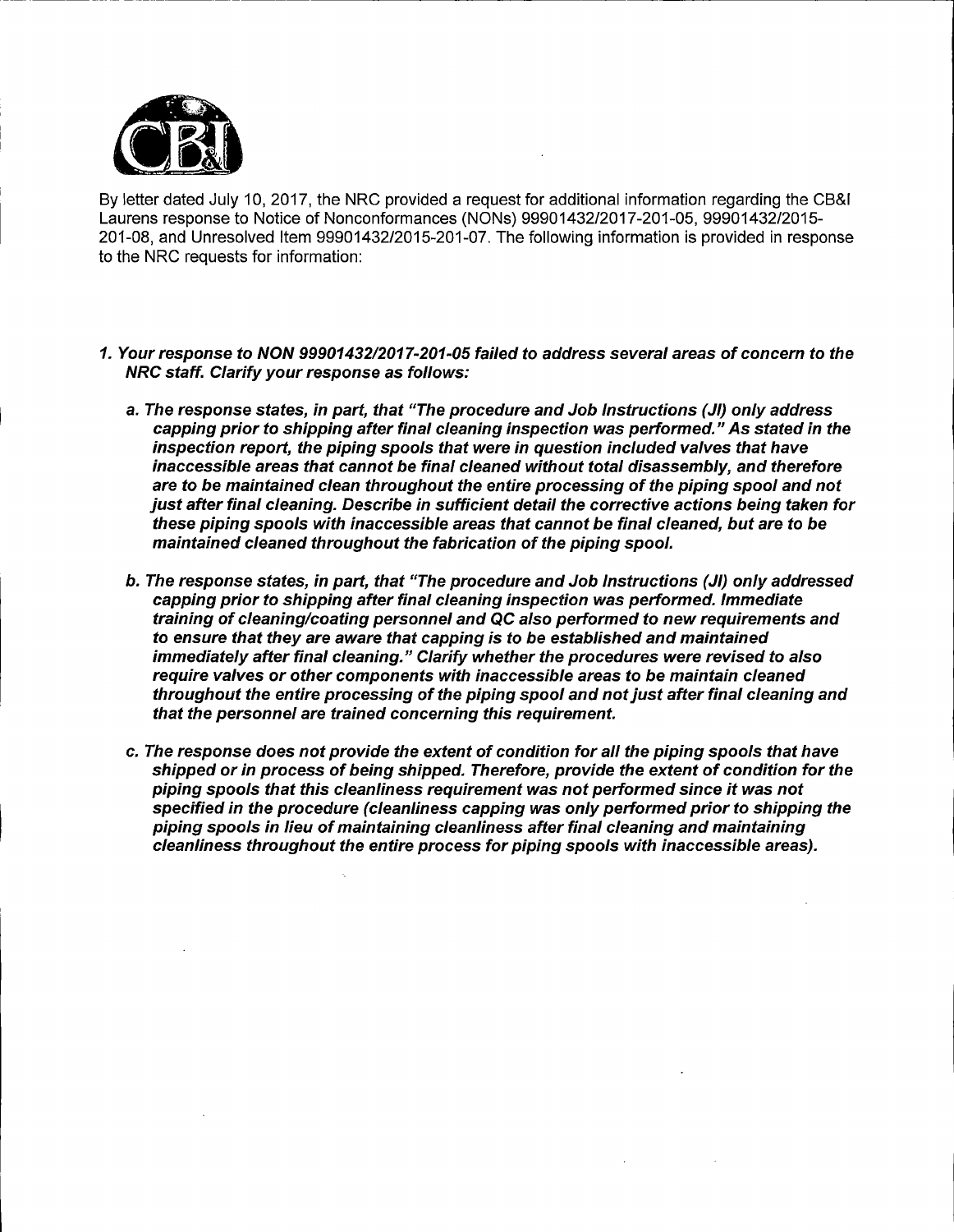By letter dated July 10, 2017, the NRC provided a request for additional information regarding the CB&I Laurens response to Notice of Nonconformances (NONs) 99901432/2017-201-05, 99901432/2015-201-08, and Unresolved Item 99901432/2015-201-07. The following information is provided in response to the NRC requests for information:

1. ***Your response to NON 99901432/2017-201-05 failed to address several areas of concern to the NRC staff. Clarify your response as follows:***

   a. ***The response states, in part, that "The procedure and Job Instructions (JI) only address capping prior to shipping after final cleaning inspection was performed." As stated in the inspection report, the piping spools that were in question included valves that have inaccessible areas that cannot be final cleaned without total disassembly, and therefore are to be maintained clean throughout the entire processing of the piping spool and not just after final cleaning. Describe in sufficient detail the corrective actions being taken for these piping spools with inaccessible areas that cannot be final cleaned, but are to be maintained cleaned throughout the fabrication of the piping spool.***

   b. ***The response states, in part, that "The procedure and Job Instructions (JI) only addressed capping prior to shipping after final cleaning inspection was performed. Immediate training of cleaning/coating personnel and QC also performed to new requirements and to ensure that they are aware that capping is to be established and maintained immediately after final cleaning." Clarify whether the procedures were revised to also require valves or other components with inaccessible areas to be maintain cleaned throughout the entire processing of the piping spool and not just after final cleaning and that the personnel are trained concerning this requirement.***

   c. ***The response does not provide the extent of condition for all the piping spools that have shipped or in process of being shipped. Therefore, provide the extent of condition for the piping spools that this cleanliness requirement was not performed since it was not specified in the procedure (cleanliness capping was only performed prior to shipping the piping spools in lieu of maintaining cleanliness after final cleaning and maintaining cleanliness throughout the entire process for piping spools with inaccessible areas).***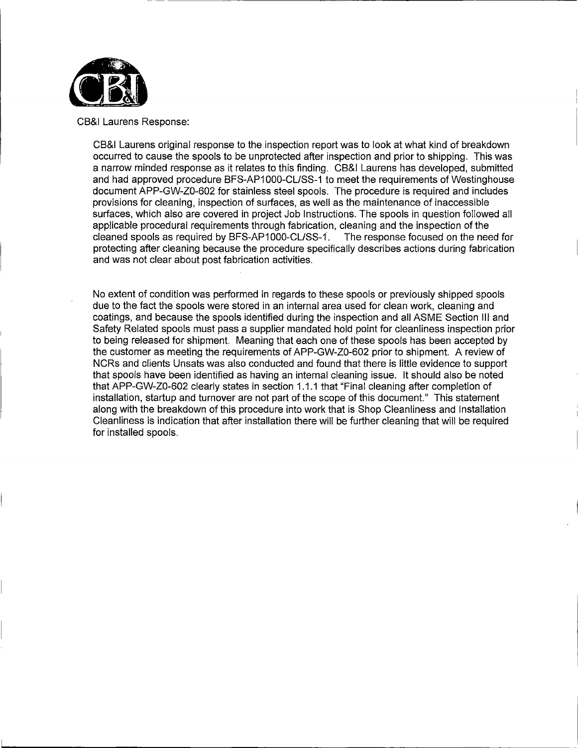CB&I Laurens Response:

CB&I Laurens original response to the inspection report was to look at what kind of breakdown occurred to cause the spools to be unprotected after inspection and prior to shipping. This was a narrow minded response as it relates to this finding. CB&I Laurens has developed, submitted and had approved procedure BFS-AP1000-CL/SS-1 to meet the requirements of Westinghouse document APP-GW-Z0-602 for stainless steel spools. The procedure is required and includes provisions for cleaning, inspection of surfaces, as well as the maintenance of inaccessible surfaces, which also are covered in project Job Instructions. The spools in question followed all applicable procedural requirements through fabrication, cleaning and the inspection of the cleaned spools as required by BFS-AP1000-CL/SS-1. The response focused on the need for protecting after cleaning because the procedure specifically describes actions during fabrication and was not clear about post fabrication activities.

No extent of condition was performed in regards to these spools or previously shipped spools due to the fact the spools were stored in an internal area used for clean work, cleaning and coatings, and because the spools identified during the inspection and all ASME Section III and Safety Related spools must pass a supplier mandated hold point for cleanliness inspection prior to being released for shipment. Meaning that each one of these spools has been accepted by the customer as meeting the requirements of APP-GW-Z0-602 prior to shipment. A review of NCRs and clients Unsats was also conducted and found that there is little evidence to support that spools have been identified as having an internal cleaning issue. It should also be noted that APP-GW-Z0-602 clearly states in section 1.1.1 that "Final cleaning after completion of installation, startup and turnover are not part of the scope of this document." This statement along with the breakdown of this procedure into work that is Shop Cleanliness and Installation Cleanliness is indication that after installation there will be further cleaning that will be required for installed spools.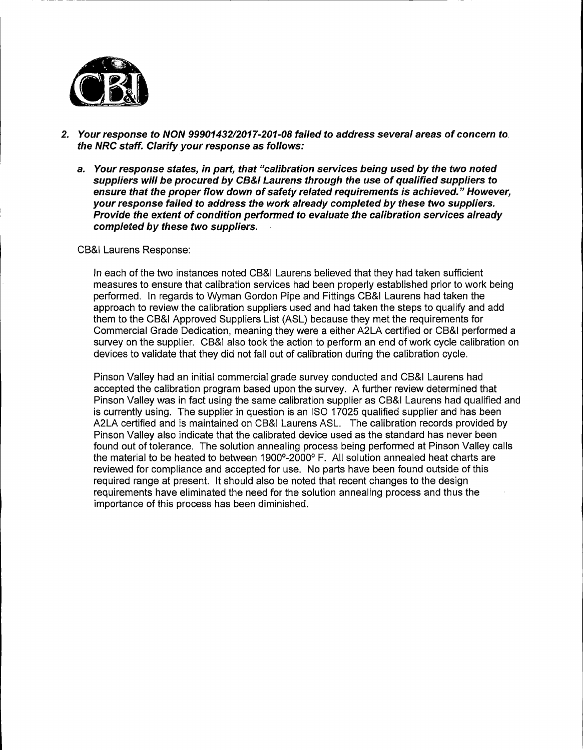2. ***Your response to NON 99901432/2017-201-08 failed to address several areas of concern to the NRC staff. Clarify your response as follows:***

   a. ***Your response states, in part, that "calibration services being used by the two noted suppliers will be procured by CB&I Laurens through the use of qualified suppliers to ensure that the proper flow down of safety related requirements is achieved." However, your response failed to address the work already completed by these two suppliers. Provide the extent of condition performed to evaluate the calibration services already completed by these two suppliers.***

   CB&I Laurens Response:

   In each of the two instances noted CB&I Laurens believed that they had taken sufficient measures to ensure that calibration services had been properly established prior to work being performed. In regards to Wyman Gordon Pipe and Fittings CB&I Laurens had taken the approach to review the calibration suppliers used and had taken the steps to qualify and add them to the CB&I Approved Suppliers List (ASL) because they met the requirements for Commercial Grade Dedication, meaning they were a either A2LA certified or CB&I performed a survey on the supplier. CB&I also took the action to perform an end of work cycle calibration on devices to validate that they did not fall out of calibration during the calibration cycle.

   Pinson Valley had an initial commercial grade survey conducted and CB&I Laurens had accepted the calibration program based upon the survey. A further review determined that Pinson Valley was in fact using the same calibration supplier as CB&I Laurens had qualified and is currently using. The supplier in question is an ISO 17025 qualified supplier and has been A2LA certified and is maintained on CB&I Laurens ASL. The calibration records provided by Pinson Valley also indicate that the calibrated device used as the standard has never been found out of tolerance. The solution annealing process being performed at Pinson Valley calls the material to be heated to between 1900°-2000° F. All solution annealed heat charts are reviewed for compliance and accepted for use. No parts have been found outside of this required range at present. It should also be noted that recent changes to the design requirements have eliminated the need for the solution annealing process and thus the importance of this process has been diminished.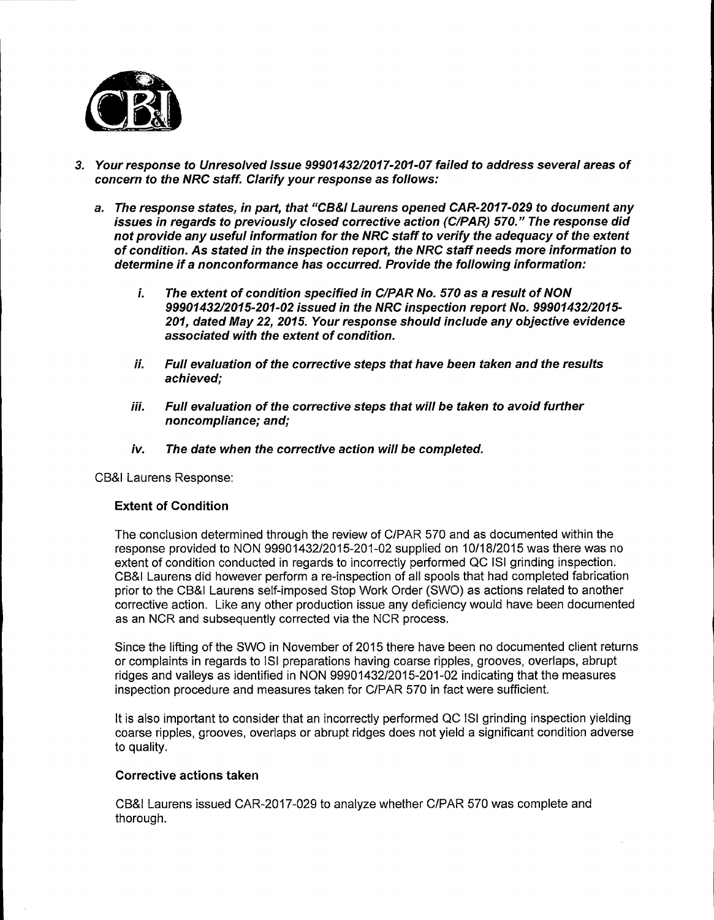3. ***Your response to Unresolved Issue 99901432/2017-201-07 failed to address several areas of concern to the NRC staff. Clarify your response as follows:***

   a. ***The response states, in part, that "CB&I Laurens opened CAR-2017-029 to document any issues in regards to previously closed corrective action (C/PAR) 570." The response did not provide any useful information for the NRC staff to verify the adequacy of the extent of condition. As stated in the inspection report, the NRC staff needs more information to determine if a nonconformance has occurred. Provide the following information:***

      i. ***The extent of condition specified in C/PAR No. 570 as a result of NON 99901432/2015-201-02 issued in the NRC inspection report No. 99901432/2015-201, dated May 22, 2015. Your response should include any objective evidence associated with the extent of condition.***

      ii. ***Full evaluation of the corrective steps that have been taken and the results achieved;***

      iii. ***Full evaluation of the corrective steps that will be taken to avoid further noncompliance; and;***

      iv. ***The date when the corrective action will be completed.***

CB&I Laurens Response:

**Extent of Condition**

The conclusion determined through the review of C/PAR 570 and as documented within the response provided to NON 99901432/2015-201-02 supplied on 10/18/2015 was there was no extent of condition conducted in regards to incorrectly performed QC ISI grinding inspection. CB&I Laurens did however perform a re-inspection of all spools that had completed fabrication prior to the CB&I Laurens self-imposed Stop Work Order (SWO) as actions related to another corrective action. Like any other production issue any deficiency would have been documented as an NCR and subsequently corrected via the NCR process.

Since the lifting of the SWO in November of 2015 there have been no documented client returns or complaints in regards to ISI preparations having coarse ripples, grooves, overlaps, abrupt ridges and valleys as identified in NON 99901432/2015-201-02 indicating that the measures inspection procedure and measures taken for C/PAR 570 in fact were sufficient.

It is also important to consider that an incorrectly performed QC ISI grinding inspection yielding coarse ripples, grooves, overlaps or abrupt ridges does not yield a significant condition adverse to quality.

**Corrective actions taken**

CB&I Laurens issued CAR-2017-029 to analyze whether C/PAR 570 was complete and thorough.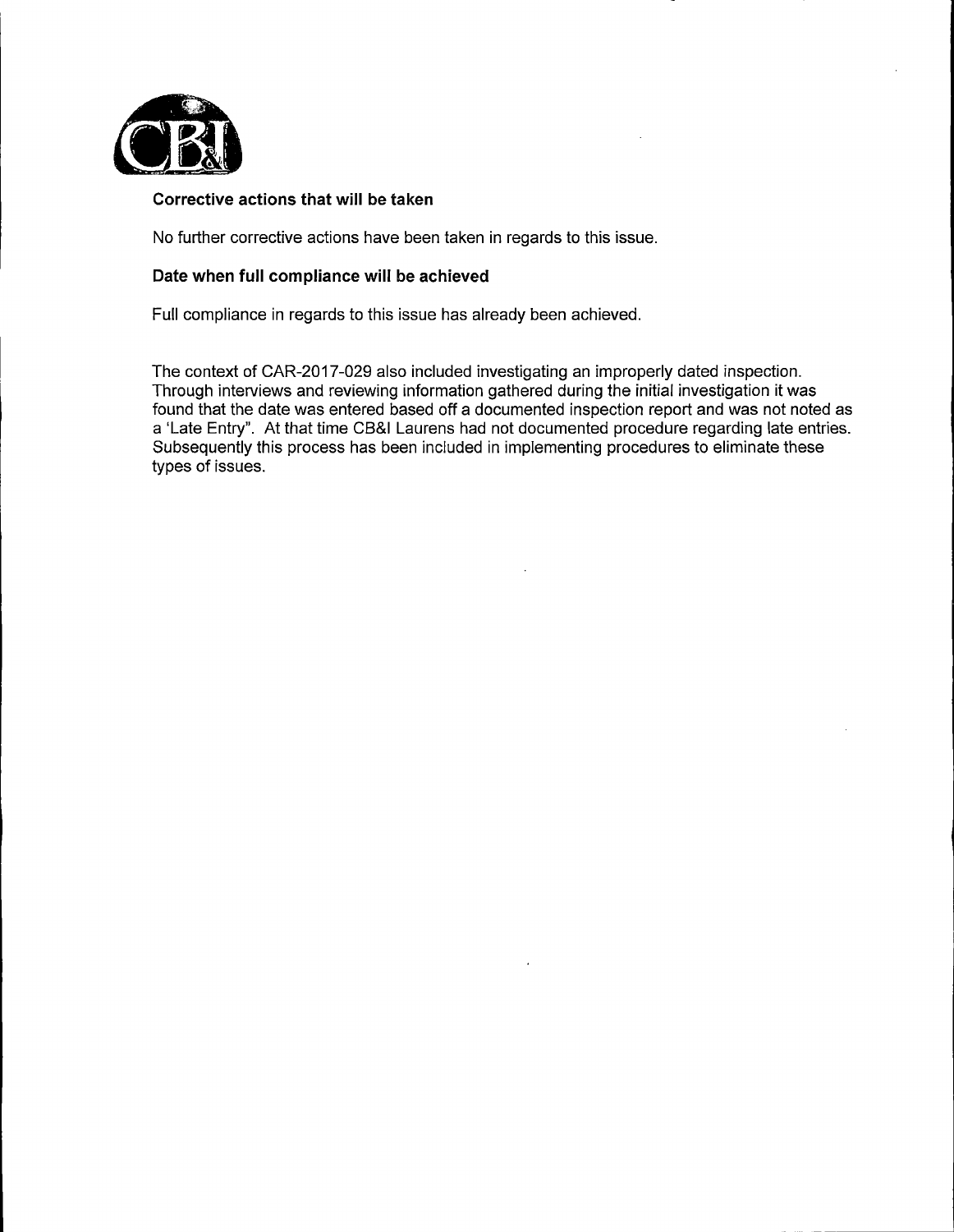**Corrective actions that will be taken**

No further corrective actions have been taken in regards to this issue.

**Date when full compliance will be achieved**

Full compliance in regards to this issue has already been achieved.

The context of CAR-2017-029 also included investigating an improperly dated inspection. Through interviews and reviewing information gathered during the initial investigation it was found that the date was entered based off a documented inspection report and was not noted as a 'Late Entry". At that time CB&I Laurens had not documented procedure regarding late entries. Subsequently this process has been included in implementing procedures to eliminate these types of issues.